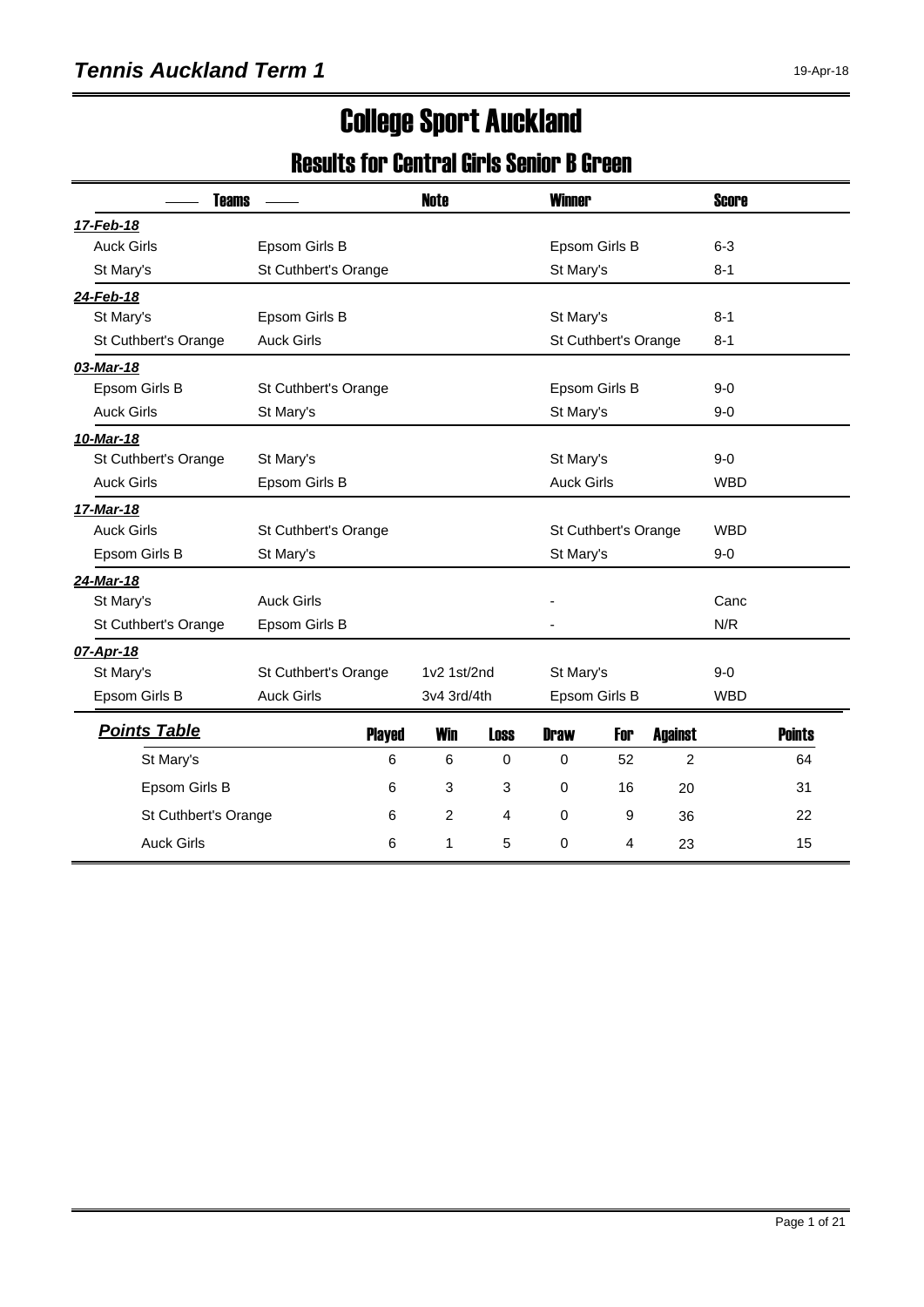# Tennis Auckland Term 1

19-Apr-18

# College Sport Auckland

## Results for Central Girls Senior B Green

| Teams | | Note | Winner | Score |
|---|---|---|---|---|
| ***17-Feb-18*** | | | | |
| Auck Girls | Epsom Girls B | | Epsom Girls B | 6-3 |
| St Mary's | St Cuthbert's Orange | | St Mary's | 8-1 |
| ***24-Feb-18*** | | | | |
| St Mary's | Epsom Girls B | | St Mary's | 8-1 |
| St Cuthbert's Orange | Auck Girls | | St Cuthbert's Orange | 8-1 |
| ***03-Mar-18*** | | | | |
| Epsom Girls B | St Cuthbert's Orange | | Epsom Girls B | 9-0 |
| Auck Girls | St Mary's | | St Mary's | 9-0 |
| ***10-Mar-18*** | | | | |
| St Cuthbert's Orange | St Mary's | | St Mary's | 9-0 |
| Auck Girls | Epsom Girls B | | Auck Girls | WBD |
| ***17-Mar-18*** | | | | |
| Auck Girls | St Cuthbert's Orange | | St Cuthbert's Orange | WBD |
| Epsom Girls B | St Mary's | | St Mary's | 9-0 |
| ***24-Mar-18*** | | | | |
| St Mary's | Auck Girls | | - | Canc |
| St Cuthbert's Orange | Epsom Girls B | | - | N/R |
| ***07-Apr-18*** | | | | |
| St Mary's | St Cuthbert's Orange | 1v2 1st/2nd | St Mary's | 9-0 |
| Epsom Girls B | Auck Girls | 3v4 3rd/4th | Epsom Girls B | WBD |

| ***Points Table*** | Played | Win | Loss | Draw | For | Against | Points |
|---|---|---|---|---|---|---|---|
| St Mary's | 6 | 6 | 0 | 0 | 52 | 2 | 64 |
| Epsom Girls B | 6 | 3 | 3 | 0 | 16 | 20 | 31 |
| St Cuthbert's Orange | 6 | 2 | 4 | 0 | 9 | 36 | 22 |
| Auck Girls | 6 | 1 | 5 | 0 | 4 | 23 | 15 |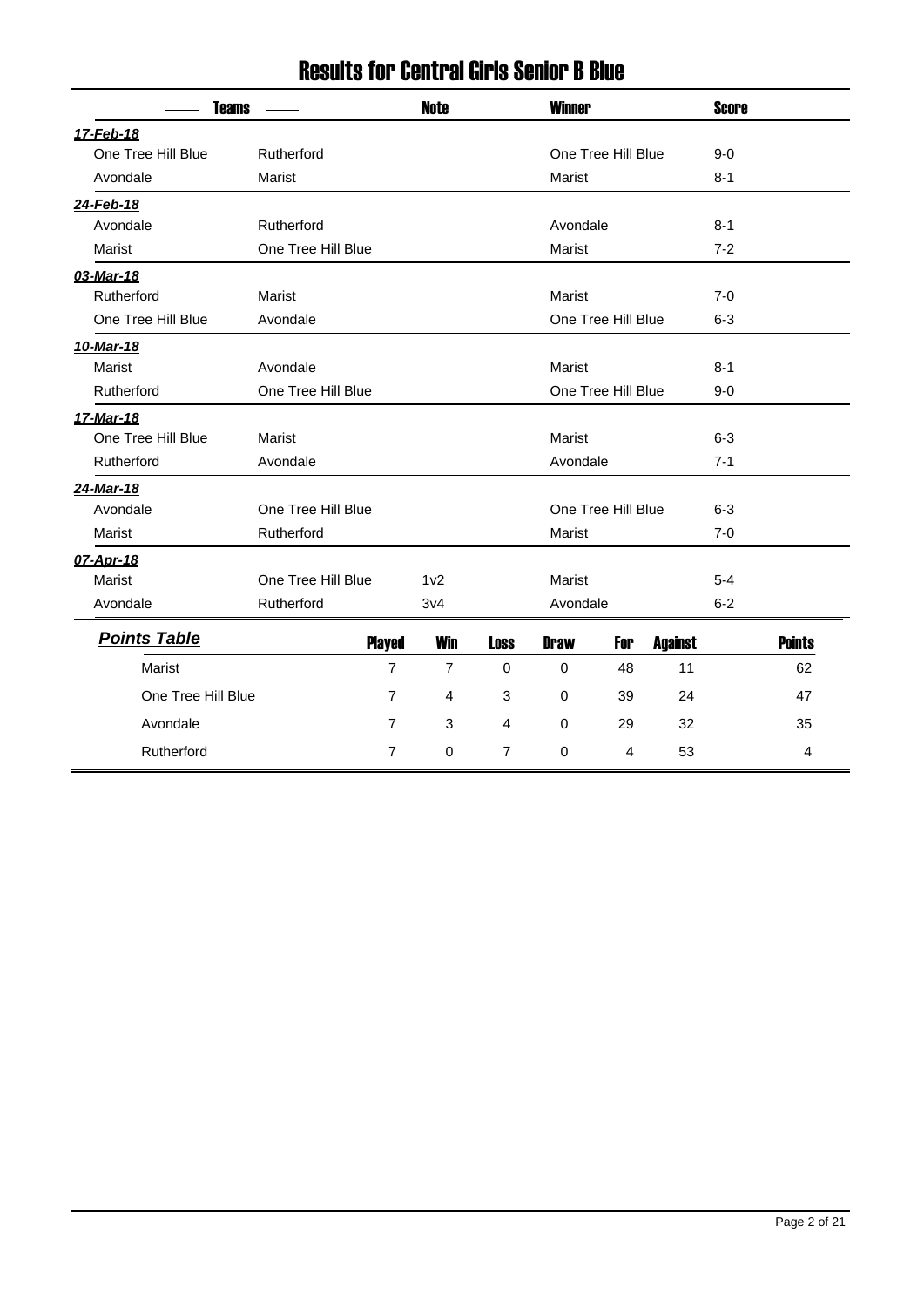# Results for Central Girls Senior B Blue

| Teams | | Note | Winner | Score |
|---|---|---|---|---|
| ***17-Feb-18*** | | | | |
| One Tree Hill Blue | Rutherford | | One Tree Hill Blue | 9-0 |
| Avondale | Marist | | Marist | 8-1 |
| ***24-Feb-18*** | | | | |
| Avondale | Rutherford | | Avondale | 8-1 |
| Marist | One Tree Hill Blue | | Marist | 7-2 |
| ***03-Mar-18*** | | | | |
| Rutherford | Marist | | Marist | 7-0 |
| One Tree Hill Blue | Avondale | | One Tree Hill Blue | 6-3 |
| ***10-Mar-18*** | | | | |
| Marist | Avondale | | Marist | 8-1 |
| Rutherford | One Tree Hill Blue | | One Tree Hill Blue | 9-0 |
| ***17-Mar-18*** | | | | |
| One Tree Hill Blue | Marist | | Marist | 6-3 |
| Rutherford | Avondale | | Avondale | 7-1 |
| ***24-Mar-18*** | | | | |
| Avondale | One Tree Hill Blue | | One Tree Hill Blue | 6-3 |
| Marist | Rutherford | | Marist | 7-0 |
| ***07-Apr-18*** | | | | |
| Marist | One Tree Hill Blue | 1v2 | Marist | 5-4 |
| Avondale | Rutherford | 3v4 | Avondale | 6-2 |

## *Points Table*

| Team | Played | Win | Loss | Draw | For | Against | Points |
|---|---|---|---|---|---|---|---|
| Marist | 7 | 7 | 0 | 0 | 48 | 11 | 62 |
| One Tree Hill Blue | 7 | 4 | 3 | 0 | 39 | 24 | 47 |
| Avondale | 7 | 3 | 4 | 0 | 29 | 32 | 35 |
| Rutherford | 7 | 0 | 7 | 0 | 4 | 53 | 4 |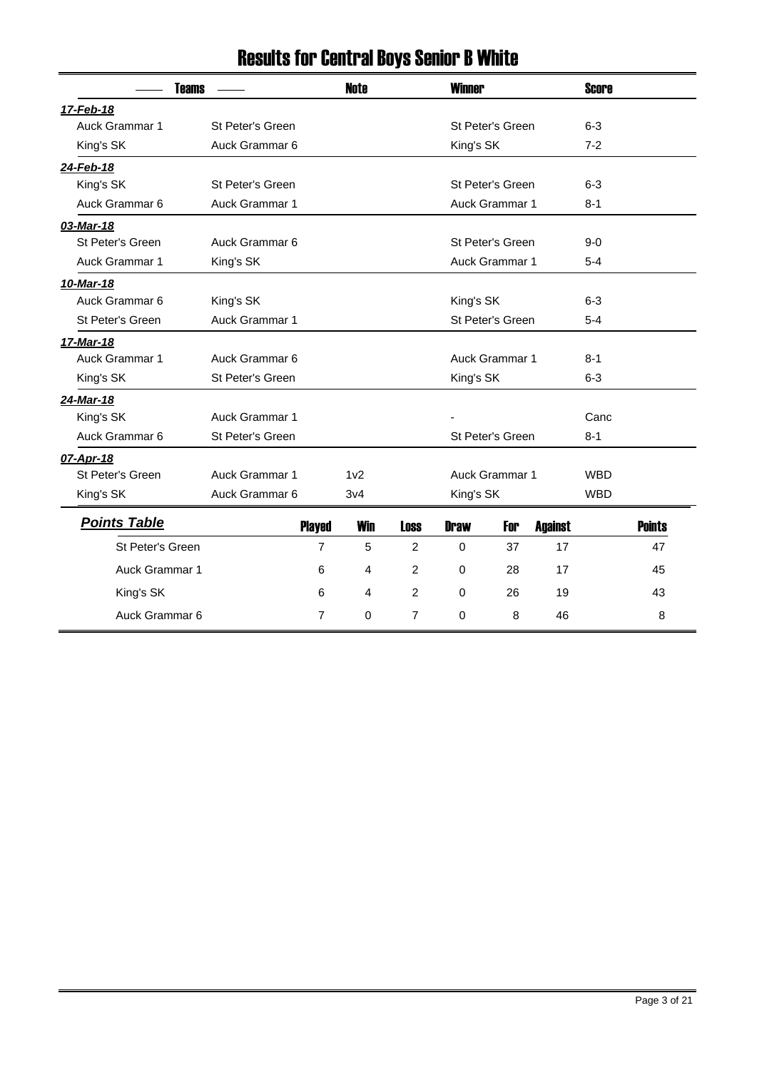# Results for Central Boys Senior B White

| Teams | | Note | Winner | Score |
|---|---|---|---|---|
| ***17-Feb-18*** | | | | |
| Auck Grammar 1 | St Peter's Green | | St Peter's Green | 6-3 |
| King's SK | Auck Grammar 6 | | King's SK | 7-2 |
| ***24-Feb-18*** | | | | |
| King's SK | St Peter's Green | | St Peter's Green | 6-3 |
| Auck Grammar 6 | Auck Grammar 1 | | Auck Grammar 1 | 8-1 |
| ***03-Mar-18*** | | | | |
| St Peter's Green | Auck Grammar 6 | | St Peter's Green | 9-0 |
| Auck Grammar 1 | King's SK | | Auck Grammar 1 | 5-4 |
| ***10-Mar-18*** | | | | |
| Auck Grammar 6 | King's SK | | King's SK | 6-3 |
| St Peter's Green | Auck Grammar 1 | | St Peter's Green | 5-4 |
| ***17-Mar-18*** | | | | |
| Auck Grammar 1 | Auck Grammar 6 | | Auck Grammar 1 | 8-1 |
| King's SK | St Peter's Green | | King's SK | 6-3 |
| ***24-Mar-18*** | | | | |
| King's SK | Auck Grammar 1 | | - | Canc |
| Auck Grammar 6 | St Peter's Green | | St Peter's Green | 8-1 |
| ***07-Apr-18*** | | | | |
| St Peter's Green | Auck Grammar 1 | 1v2 | Auck Grammar 1 | WBD |
| King's SK | Auck Grammar 6 | 3v4 | King's SK | WBD |

## *Points Table*

| | Played | Win | Loss | Draw | For | Against | Points |
|---|---|---|---|---|---|---|---|
| St Peter's Green | 7 | 5 | 2 | 0 | 37 | 17 | 47 |
| Auck Grammar 1 | 6 | 4 | 2 | 0 | 28 | 17 | 45 |
| King's SK | 6 | 4 | 2 | 0 | 26 | 19 | 43 |
| Auck Grammar 6 | 7 | 0 | 7 | 0 | 8 | 46 | 8 |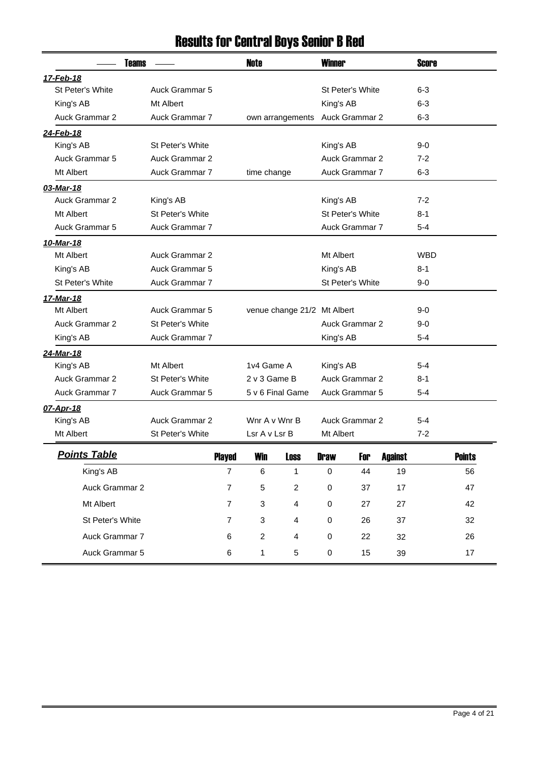# Results for Central Boys Senior B Red

| Teams | | Note | Winner | Score |
|---|---|---|---|---|
| ***17-Feb-18*** | | | | |
| St Peter's White | Auck Grammar 5 | | St Peter's White | 6-3 |
| King's AB | Mt Albert | | King's AB | 6-3 |
| Auck Grammar 2 | Auck Grammar 7 | own arrangements | Auck Grammar 2 | 6-3 |
| ***24-Feb-18*** | | | | |
| King's AB | St Peter's White | | King's AB | 9-0 |
| Auck Grammar 5 | Auck Grammar 2 | | Auck Grammar 2 | 7-2 |
| Mt Albert | Auck Grammar 7 | time change | Auck Grammar 7 | 6-3 |
| ***03-Mar-18*** | | | | |
| Auck Grammar 2 | King's AB | | King's AB | 7-2 |
| Mt Albert | St Peter's White | | St Peter's White | 8-1 |
| Auck Grammar 5 | Auck Grammar 7 | | Auck Grammar 7 | 5-4 |
| ***10-Mar-18*** | | | | |
| Mt Albert | Auck Grammar 2 | | Mt Albert | WBD |
| King's AB | Auck Grammar 5 | | King's AB | 8-1 |
| St Peter's White | Auck Grammar 7 | | St Peter's White | 9-0 |
| ***17-Mar-18*** | | | | |
| Mt Albert | Auck Grammar 5 | venue change 21/2 | Mt Albert | 9-0 |
| Auck Grammar 2 | St Peter's White | | Auck Grammar 2 | 9-0 |
| King's AB | Auck Grammar 7 | | King's AB | 5-4 |
| ***24-Mar-18*** | | | | |
| King's AB | Mt Albert | 1v4 Game A | King's AB | 5-4 |
| Auck Grammar 2 | St Peter's White | 2 v 3 Game B | Auck Grammar 2 | 8-1 |
| Auck Grammar 7 | Auck Grammar 5 | 5 v 6 Final Game | Auck Grammar 5 | 5-4 |
| ***07-Apr-18*** | | | | |
| King's AB | Auck Grammar 2 | Wnr A v Wnr B | Auck Grammar 2 | 5-4 |
| Mt Albert | St Peter's White | Lsr A v Lsr B | Mt Albert | 7-2 |

***Points Table***

| | Played | Win | Loss | Draw | For | Against | Points |
|---|---|---|---|---|---|---|---|
| King's AB | 7 | 6 | 1 | 0 | 44 | 19 | 56 |
| Auck Grammar 2 | 7 | 5 | 2 | 0 | 37 | 17 | 47 |
| Mt Albert | 7 | 3 | 4 | 0 | 27 | 27 | 42 |
| St Peter's White | 7 | 3 | 4 | 0 | 26 | 37 | 32 |
| Auck Grammar 7 | 6 | 2 | 4 | 0 | 22 | 32 | 26 |
| Auck Grammar 5 | 6 | 1 | 5 | 0 | 15 | 39 | 17 |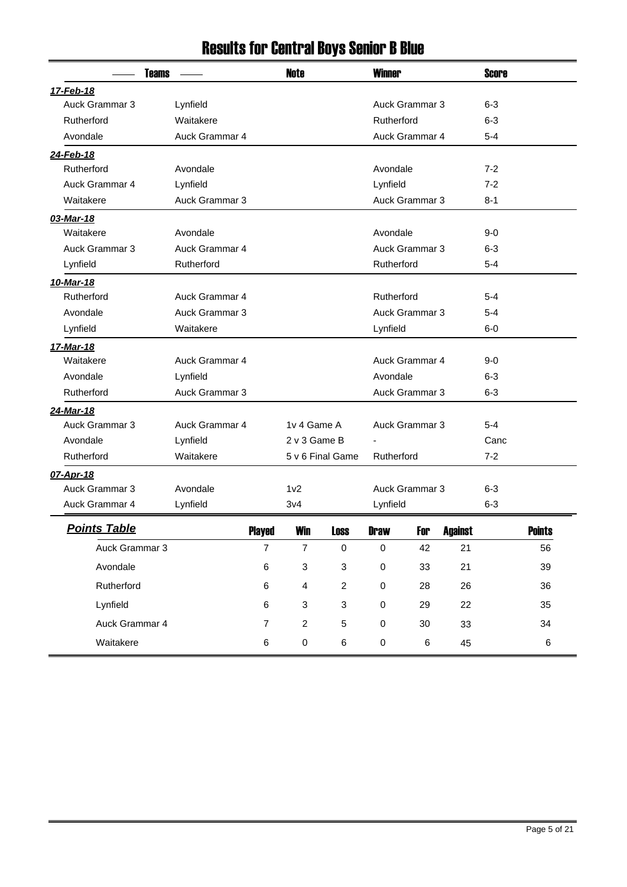# Results for Central Boys Senior B Blue

| Teams | | Note | Winner | Score |
|---|---|---|---|---|
| ***17-Feb-18*** | | | | |
| Auck Grammar 3 | Lynfield | | Auck Grammar 3 | 6-3 |
| Rutherford | Waitakere | | Rutherford | 6-3 |
| Avondale | Auck Grammar 4 | | Auck Grammar 4 | 5-4 |
| ***24-Feb-18*** | | | | |
| Rutherford | Avondale | | Avondale | 7-2 |
| Auck Grammar 4 | Lynfield | | Lynfield | 7-2 |
| Waitakere | Auck Grammar 3 | | Auck Grammar 3 | 8-1 |
| ***03-Mar-18*** | | | | |
| Waitakere | Avondale | | Avondale | 9-0 |
| Auck Grammar 3 | Auck Grammar 4 | | Auck Grammar 3 | 6-3 |
| Lynfield | Rutherford | | Rutherford | 5-4 |
| ***10-Mar-18*** | | | | |
| Rutherford | Auck Grammar 4 | | Rutherford | 5-4 |
| Avondale | Auck Grammar 3 | | Auck Grammar 3 | 5-4 |
| Lynfield | Waitakere | | Lynfield | 6-0 |
| ***17-Mar-18*** | | | | |
| Waitakere | Auck Grammar 4 | | Auck Grammar 4 | 9-0 |
| Avondale | Lynfield | | Avondale | 6-3 |
| Rutherford | Auck Grammar 3 | | Auck Grammar 3 | 6-3 |
| ***24-Mar-18*** | | | | |
| Auck Grammar 3 | Auck Grammar 4 | 1v 4 Game A | Auck Grammar 3 | 5-4 |
| Avondale | Lynfield | 2 v 3 Game B | - | Canc |
| Rutherford | Waitakere | 5 v 6 Final Game | Rutherford | 7-2 |
| ***07-Apr-18*** | | | | |
| Auck Grammar 3 | Avondale | 1v2 | Auck Grammar 3 | 6-3 |
| Auck Grammar 4 | Lynfield | 3v4 | Lynfield | 6-3 |

## *Points Table*

| Team | Played | Win | Loss | Draw | For | Against | Points |
|---|---|---|---|---|---|---|---|
| Auck Grammar 3 | 7 | 7 | 0 | 0 | 42 | 21 | 56 |
| Avondale | 6 | 3 | 3 | 0 | 33 | 21 | 39 |
| Rutherford | 6 | 4 | 2 | 0 | 28 | 26 | 36 |
| Lynfield | 6 | 3 | 3 | 0 | 29 | 22 | 35 |
| Auck Grammar 4 | 7 | 2 | 5 | 0 | 30 | 33 | 34 |
| Waitakere | 6 | 0 | 6 | 0 | 6 | 45 | 6 |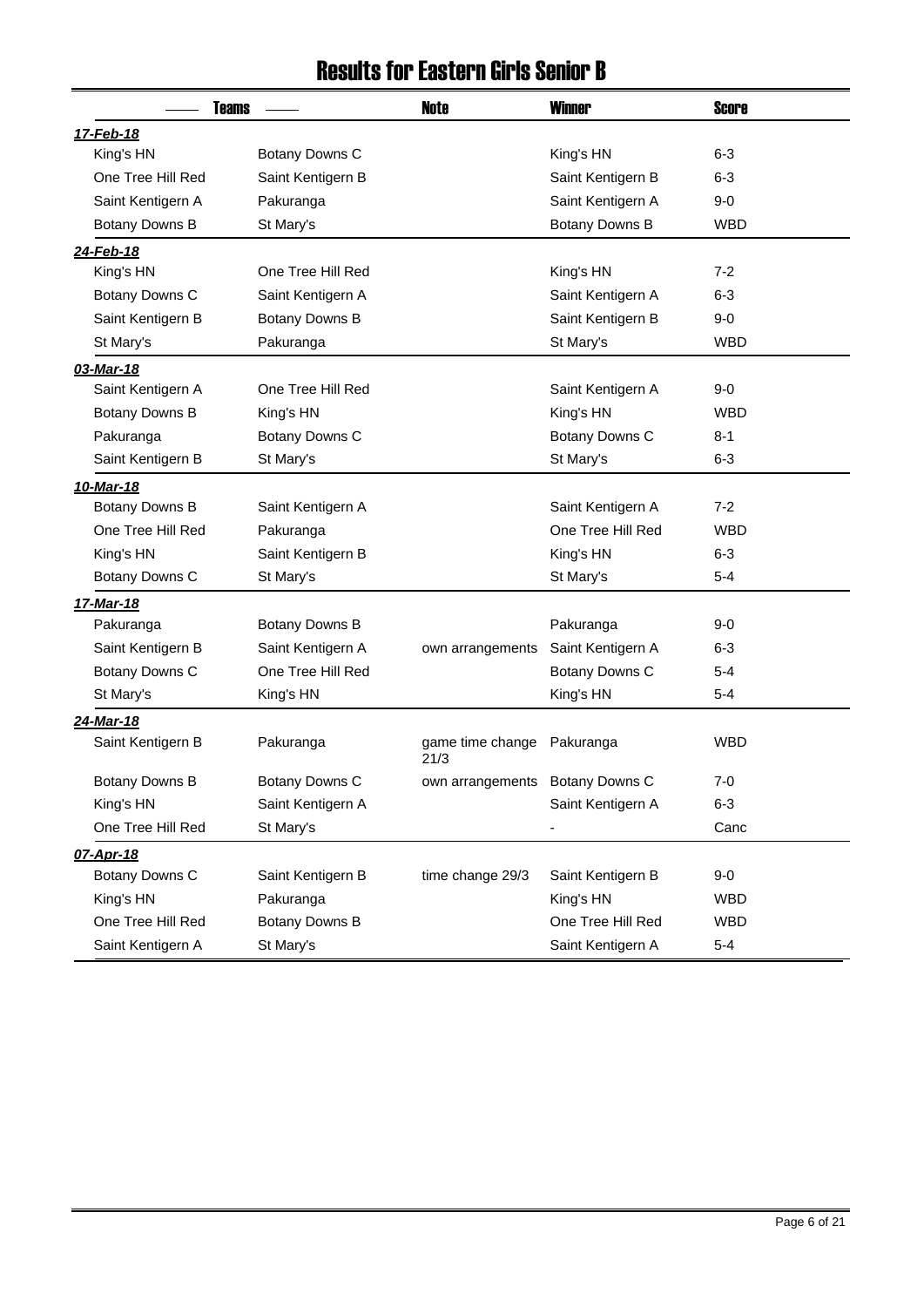# Results for Eastern Girls Senior B

| Teams | | Note | Winner | Score |
|---|---|---|---|---|
| ***17-Feb-18*** | | | | |
| King's HN | Botany Downs C | | King's HN | 6-3 |
| One Tree Hill Red | Saint Kentigern B | | Saint Kentigern B | 6-3 |
| Saint Kentigern A | Pakuranga | | Saint Kentigern A | 9-0 |
| Botany Downs B | St Mary's | | Botany Downs B | WBD |
| ***24-Feb-18*** | | | | |
| King's HN | One Tree Hill Red | | King's HN | 7-2 |
| Botany Downs C | Saint Kentigern A | | Saint Kentigern A | 6-3 |
| Saint Kentigern B | Botany Downs B | | Saint Kentigern B | 9-0 |
| St Mary's | Pakuranga | | St Mary's | WBD |
| ***03-Mar-18*** | | | | |
| Saint Kentigern A | One Tree Hill Red | | Saint Kentigern A | 9-0 |
| Botany Downs B | King's HN | | King's HN | WBD |
| Pakuranga | Botany Downs C | | Botany Downs C | 8-1 |
| Saint Kentigern B | St Mary's | | St Mary's | 6-3 |
| ***10-Mar-18*** | | | | |
| Botany Downs B | Saint Kentigern A | | Saint Kentigern A | 7-2 |
| One Tree Hill Red | Pakuranga | | One Tree Hill Red | WBD |
| King's HN | Saint Kentigern B | | King's HN | 6-3 |
| Botany Downs C | St Mary's | | St Mary's | 5-4 |
| ***17-Mar-18*** | | | | |
| Pakuranga | Botany Downs B | | Pakuranga | 9-0 |
| Saint Kentigern B | Saint Kentigern A | own arrangements | Saint Kentigern A | 6-3 |
| Botany Downs C | One Tree Hill Red | | Botany Downs C | 5-4 |
| St Mary's | King's HN | | King's HN | 5-4 |
| ***24-Mar-18*** | | | | |
| Saint Kentigern B | Pakuranga | game time change 21/3 | Pakuranga | WBD |
| Botany Downs B | Botany Downs C | own arrangements | Botany Downs C | 7-0 |
| King's HN | Saint Kentigern A | | Saint Kentigern A | 6-3 |
| One Tree Hill Red | St Mary's | | - | Canc |
| ***07-Apr-18*** | | | | |
| Botany Downs C | Saint Kentigern B | time change 29/3 | Saint Kentigern B | 9-0 |
| King's HN | Pakuranga | | King's HN | WBD |
| One Tree Hill Red | Botany Downs B | | One Tree Hill Red | WBD |
| Saint Kentigern A | St Mary's | | Saint Kentigern A | 5-4 |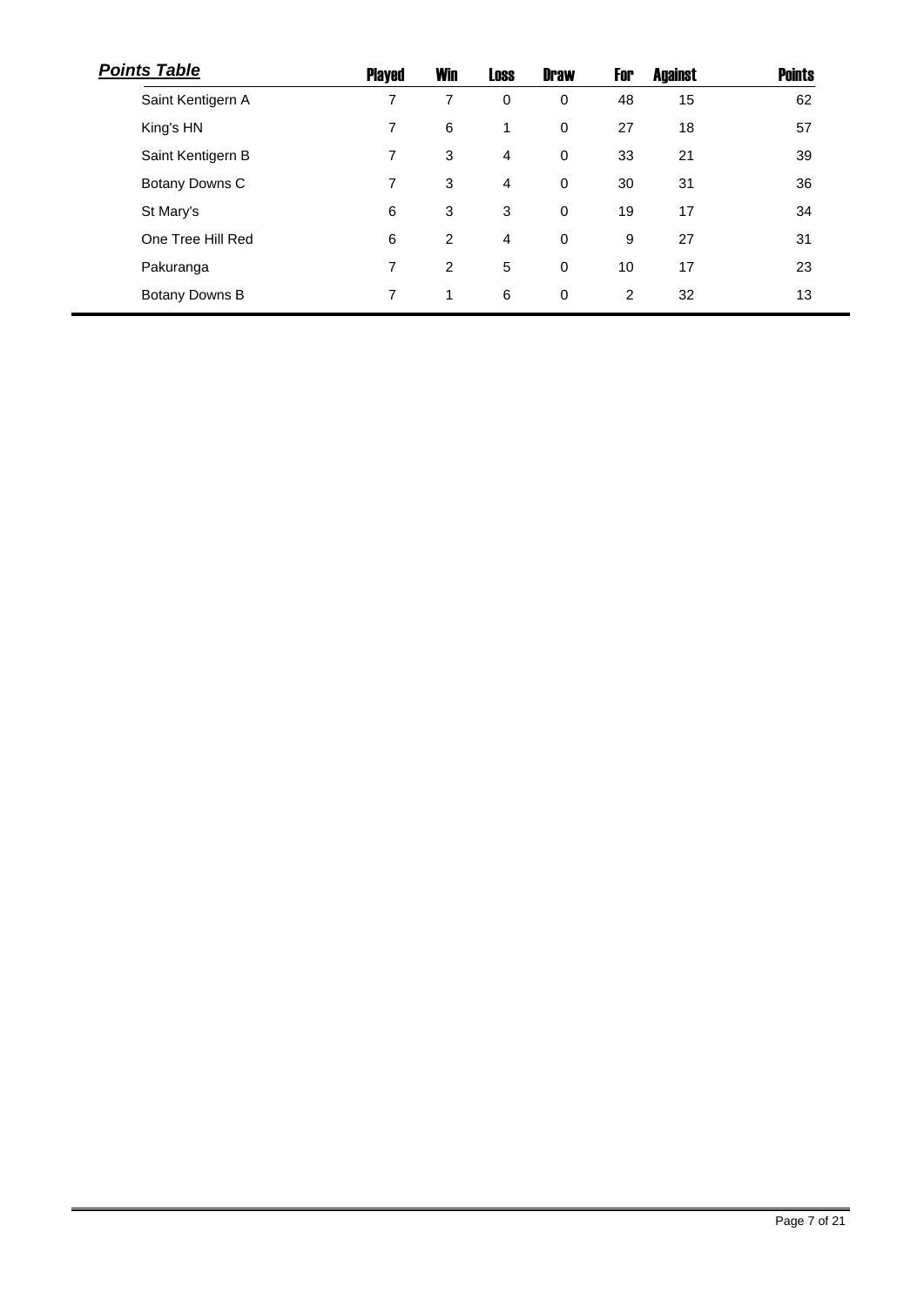***Points Table***

| | Played | Win | Loss | Draw | For | Against | Points |
|---|---|---|---|---|---|---|---|
| Saint Kentigern A | 7 | 7 | 0 | 0 | 48 | 15 | 62 |
| King's HN | 7 | 6 | 1 | 0 | 27 | 18 | 57 |
| Saint Kentigern B | 7 | 3 | 4 | 0 | 33 | 21 | 39 |
| Botany Downs C | 7 | 3 | 4 | 0 | 30 | 31 | 36 |
| St Mary's | 6 | 3 | 3 | 0 | 19 | 17 | 34 |
| One Tree Hill Red | 6 | 2 | 4 | 0 | 9 | 27 | 31 |
| Pakuranga | 7 | 2 | 5 | 0 | 10 | 17 | 23 |
| Botany Downs B | 7 | 1 | 6 | 0 | 2 | 32 | 13 |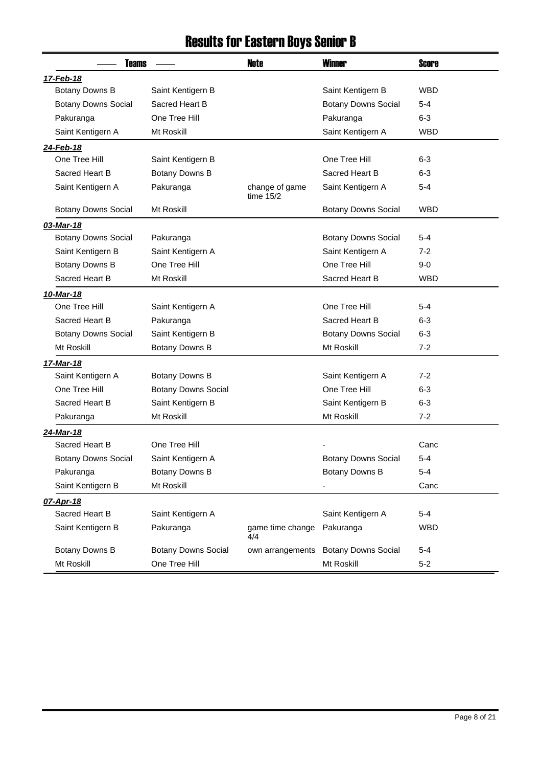# Results for Eastern Boys Senior B

| Teams | | Note | Winner | Score |
|---|---|---|---|---|
| ***17-Feb-18*** | | | | |
| Botany Downs B | Saint Kentigern B | | Saint Kentigern B | WBD |
| Botany Downs Social | Sacred Heart B | | Botany Downs Social | 5-4 |
| Pakuranga | One Tree Hill | | Pakuranga | 6-3 |
| Saint Kentigern A | Mt Roskill | | Saint Kentigern A | WBD |
| ***24-Feb-18*** | | | | |
| One Tree Hill | Saint Kentigern B | | One Tree Hill | 6-3 |
| Sacred Heart B | Botany Downs B | | Sacred Heart B | 6-3 |
| Saint Kentigern A | Pakuranga | change of game time 15/2 | Saint Kentigern A | 5-4 |
| Botany Downs Social | Mt Roskill | | Botany Downs Social | WBD |
| ***03-Mar-18*** | | | | |
| Botany Downs Social | Pakuranga | | Botany Downs Social | 5-4 |
| Saint Kentigern B | Saint Kentigern A | | Saint Kentigern A | 7-2 |
| Botany Downs B | One Tree Hill | | One Tree Hill | 9-0 |
| Sacred Heart B | Mt Roskill | | Sacred Heart B | WBD |
| ***10-Mar-18*** | | | | |
| One Tree Hill | Saint Kentigern A | | One Tree Hill | 5-4 |
| Sacred Heart B | Pakuranga | | Sacred Heart B | 6-3 |
| Botany Downs Social | Saint Kentigern B | | Botany Downs Social | 6-3 |
| Mt Roskill | Botany Downs B | | Mt Roskill | 7-2 |
| ***17-Mar-18*** | | | | |
| Saint Kentigern A | Botany Downs B | | Saint Kentigern A | 7-2 |
| One Tree Hill | Botany Downs Social | | One Tree Hill | 6-3 |
| Sacred Heart B | Saint Kentigern B | | Saint Kentigern B | 6-3 |
| Pakuranga | Mt Roskill | | Mt Roskill | 7-2 |
| ***24-Mar-18*** | | | | |
| Sacred Heart B | One Tree Hill | | - | Canc |
| Botany Downs Social | Saint Kentigern A | | Botany Downs Social | 5-4 |
| Pakuranga | Botany Downs B | | Botany Downs B | 5-4 |
| Saint Kentigern B | Mt Roskill | | - | Canc |
| ***07-Apr-18*** | | | | |
| Sacred Heart B | Saint Kentigern A | | Saint Kentigern A | 5-4 |
| Saint Kentigern B | Pakuranga | game time change 4/4 | Pakuranga | WBD |
| Botany Downs B | Botany Downs Social | own arrangements | Botany Downs Social | 5-4 |
| Mt Roskill | One Tree Hill | | Mt Roskill | 5-2 |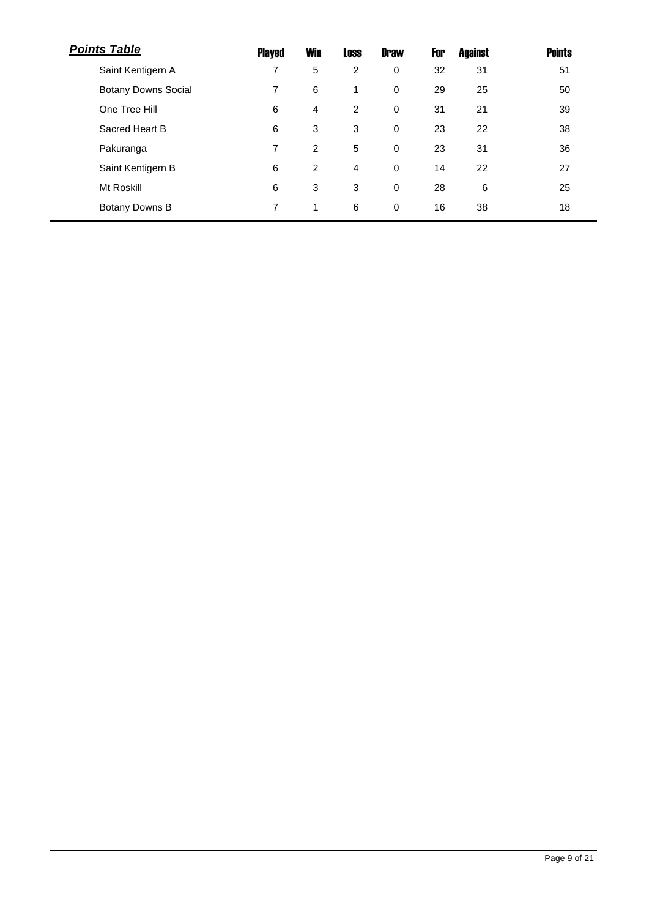***Points Table***

| | Played | Win | Loss | Draw | For | Against | Points |
|---|---|---|---|---|---|---|---|
| Saint Kentigern A | 7 | 5 | 2 | 0 | 32 | 31 | 51 |
| Botany Downs Social | 7 | 6 | 1 | 0 | 29 | 25 | 50 |
| One Tree Hill | 6 | 4 | 2 | 0 | 31 | 21 | 39 |
| Sacred Heart B | 6 | 3 | 3 | 0 | 23 | 22 | 38 |
| Pakuranga | 7 | 2 | 5 | 0 | 23 | 31 | 36 |
| Saint Kentigern B | 6 | 2 | 4 | 0 | 14 | 22 | 27 |
| Mt Roskill | 6 | 3 | 3 | 0 | 28 | 6 | 25 |
| Botany Downs B | 7 | 1 | 6 | 0 | 16 | 38 | 18 |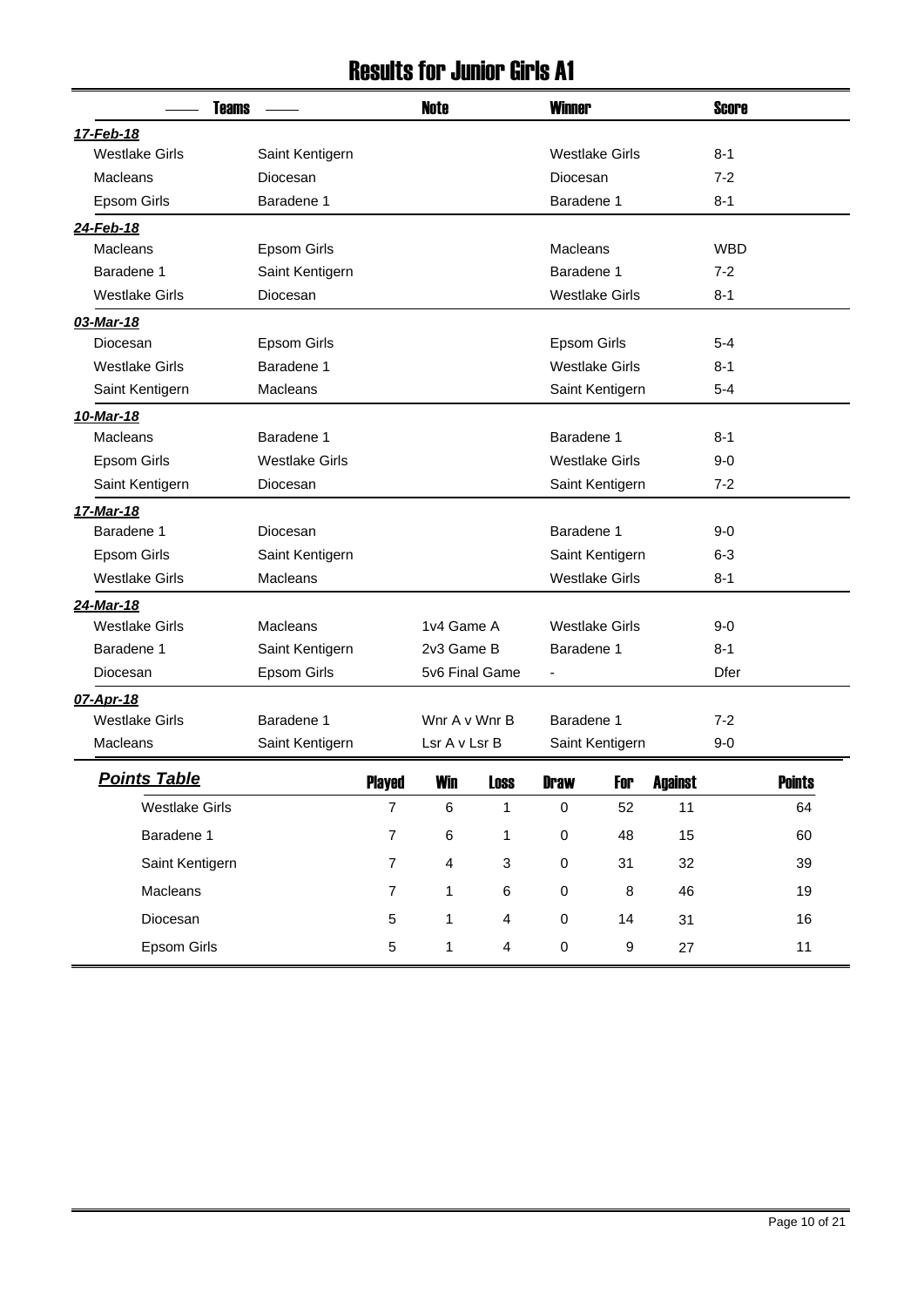# Results for Junior Girls A1

| Teams | | Note | Winner | Score |
|---|---|---|---|---|
| ***17-Feb-18*** | | | | |
| Westlake Girls | Saint Kentigern | | Westlake Girls | 8-1 |
| Macleans | Diocesan | | Diocesan | 7-2 |
| Epsom Girls | Baradene 1 | | Baradene 1 | 8-1 |
| ***24-Feb-18*** | | | | |
| Macleans | Epsom Girls | | Macleans | WBD |
| Baradene 1 | Saint Kentigern | | Baradene 1 | 7-2 |
| Westlake Girls | Diocesan | | Westlake Girls | 8-1 |
| ***03-Mar-18*** | | | | |
| Diocesan | Epsom Girls | | Epsom Girls | 5-4 |
| Westlake Girls | Baradene 1 | | Westlake Girls | 8-1 |
| Saint Kentigern | Macleans | | Saint Kentigern | 5-4 |
| ***10-Mar-18*** | | | | |
| Macleans | Baradene 1 | | Baradene 1 | 8-1 |
| Epsom Girls | Westlake Girls | | Westlake Girls | 9-0 |
| Saint Kentigern | Diocesan | | Saint Kentigern | 7-2 |
| ***17-Mar-18*** | | | | |
| Baradene 1 | Diocesan | | Baradene 1 | 9-0 |
| Epsom Girls | Saint Kentigern | | Saint Kentigern | 6-3 |
| Westlake Girls | Macleans | | Westlake Girls | 8-1 |
| ***24-Mar-18*** | | | | |
| Westlake Girls | Macleans | 1v4 Game A | Westlake Girls | 9-0 |
| Baradene 1 | Saint Kentigern | 2v3 Game B | Baradene 1 | 8-1 |
| Diocesan | Epsom Girls | 5v6 Final Game | - | Dfer |
| ***07-Apr-18*** | | | | |
| Westlake Girls | Baradene 1 | Wnr A v Wnr B | Baradene 1 | 7-2 |
| Macleans | Saint Kentigern | Lsr A v Lsr B | Saint Kentigern | 9-0 |

## ***Points Table***

| Team | Played | Win | Loss | Draw | For | Against | Points |
|---|---|---|---|---|---|---|---|
| Westlake Girls | 7 | 6 | 1 | 0 | 52 | 11 | 64 |
| Baradene 1 | 7 | 6 | 1 | 0 | 48 | 15 | 60 |
| Saint Kentigern | 7 | 4 | 3 | 0 | 31 | 32 | 39 |
| Macleans | 7 | 1 | 6 | 0 | 8 | 46 | 19 |
| Diocesan | 5 | 1 | 4 | 0 | 14 | 31 | 16 |
| Epsom Girls | 5 | 1 | 4 | 0 | 9 | 27 | 11 |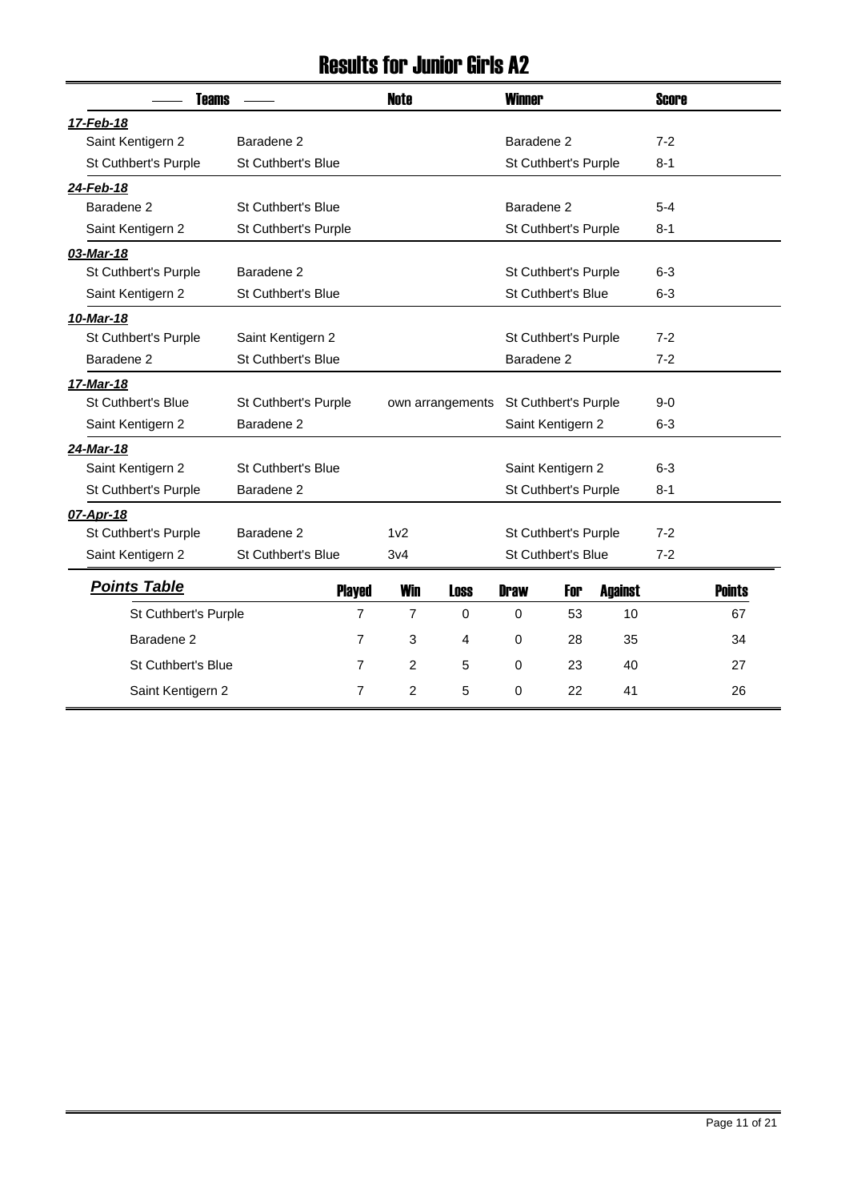# Results for Junior Girls A2

| Teams | | Note | Winner | Score |
|---|---|---|---|---|
| ***17-Feb-18*** | | | | |
| Saint Kentigern 2 | Baradene 2 | | Baradene 2 | 7-2 |
| St Cuthbert's Purple | St Cuthbert's Blue | | St Cuthbert's Purple | 8-1 |
| ***24-Feb-18*** | | | | |
| Baradene 2 | St Cuthbert's Blue | | Baradene 2 | 5-4 |
| Saint Kentigern 2 | St Cuthbert's Purple | | St Cuthbert's Purple | 8-1 |
| ***03-Mar-18*** | | | | |
| St Cuthbert's Purple | Baradene 2 | | St Cuthbert's Purple | 6-3 |
| Saint Kentigern 2 | St Cuthbert's Blue | | St Cuthbert's Blue | 6-3 |
| ***10-Mar-18*** | | | | |
| St Cuthbert's Purple | Saint Kentigern 2 | | St Cuthbert's Purple | 7-2 |
| Baradene 2 | St Cuthbert's Blue | | Baradene 2 | 7-2 |
| ***17-Mar-18*** | | | | |
| St Cuthbert's Blue | St Cuthbert's Purple | own arrangements | St Cuthbert's Purple | 9-0 |
| Saint Kentigern 2 | Baradene 2 | | Saint Kentigern 2 | 6-3 |
| ***24-Mar-18*** | | | | |
| Saint Kentigern 2 | St Cuthbert's Blue | | Saint Kentigern 2 | 6-3 |
| St Cuthbert's Purple | Baradene 2 | | St Cuthbert's Purple | 8-1 |
| ***07-Apr-18*** | | | | |
| St Cuthbert's Purple | Baradene 2 | 1v2 | St Cuthbert's Purple | 7-2 |
| Saint Kentigern 2 | St Cuthbert's Blue | 3v4 | St Cuthbert's Blue | 7-2 |

## ***Points Table***

| Team | Played | Win | Loss | Draw | For | Against | Points |
|---|---|---|---|---|---|---|---|
| St Cuthbert's Purple | 7 | 7 | 0 | 0 | 53 | 10 | 67 |
| Baradene 2 | 7 | 3 | 4 | 0 | 28 | 35 | 34 |
| St Cuthbert's Blue | 7 | 2 | 5 | 0 | 23 | 40 | 27 |
| Saint Kentigern 2 | 7 | 2 | 5 | 0 | 22 | 41 | 26 |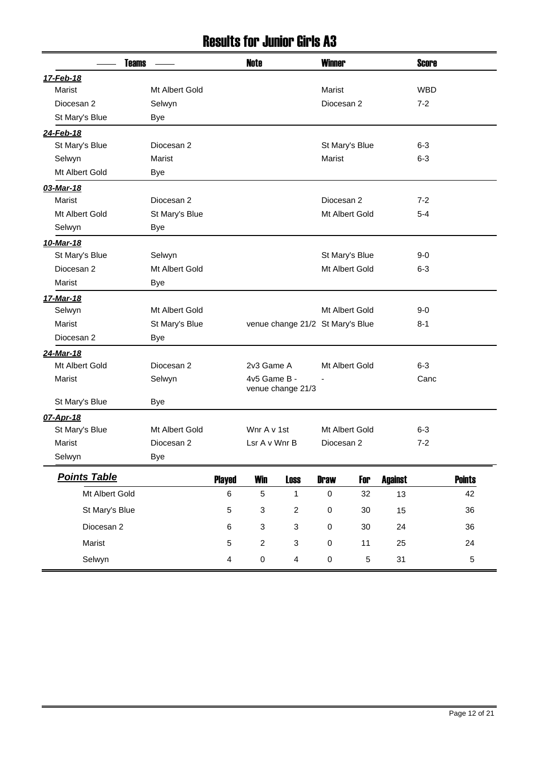# Results for Junior Girls A3

| Teams | | Note | Winner | Score |
|---|---|---|---|---|
| ***17-Feb-18*** | | | | |
| Marist | Mt Albert Gold | | Marist | WBD |
| Diocesan 2 | Selwyn | | Diocesan 2 | 7-2 |
| St Mary's Blue | Bye | | | |
| ***24-Feb-18*** | | | | |
| St Mary's Blue | Diocesan 2 | | St Mary's Blue | 6-3 |
| Selwyn | Marist | | Marist | 6-3 |
| Mt Albert Gold | Bye | | | |
| ***03-Mar-18*** | | | | |
| Marist | Diocesan 2 | | Diocesan 2 | 7-2 |
| Mt Albert Gold | St Mary's Blue | | Mt Albert Gold | 5-4 |
| Selwyn | Bye | | | |
| ***10-Mar-18*** | | | | |
| St Mary's Blue | Selwyn | | St Mary's Blue | 9-0 |
| Diocesan 2 | Mt Albert Gold | | Mt Albert Gold | 6-3 |
| Marist | Bye | | | |
| ***17-Mar-18*** | | | | |
| Selwyn | Mt Albert Gold | | Mt Albert Gold | 9-0 |
| Marist | St Mary's Blue | venue change 21/2 | St Mary's Blue | 8-1 |
| Diocesan 2 | Bye | | | |
| ***24-Mar-18*** | | | | |
| Mt Albert Gold | Diocesan 2 | 2v3 Game A | Mt Albert Gold | 6-3 |
| Marist | Selwyn | 4v5 Game B - venue change 21/3 | - | Canc |
| St Mary's Blue | Bye | | | |
| ***07-Apr-18*** | | | | |
| St Mary's Blue | Mt Albert Gold | Wnr A v 1st | Mt Albert Gold | 6-3 |
| Marist | Diocesan 2 | Lsr A v Wnr B | Diocesan 2 | 7-2 |
| Selwyn | Bye | | | |

## *Points Table*

| | Played | Win | Loss | Draw | For | Against | Points |
|---|---|---|---|---|---|---|---|
| Mt Albert Gold | 6 | 5 | 1 | 0 | 32 | 13 | 42 |
| St Mary's Blue | 5 | 3 | 2 | 0 | 30 | 15 | 36 |
| Diocesan 2 | 6 | 3 | 3 | 0 | 30 | 24 | 36 |
| Marist | 5 | 2 | 3 | 0 | 11 | 25 | 24 |
| Selwyn | 4 | 0 | 4 | 0 | 5 | 31 | 5 |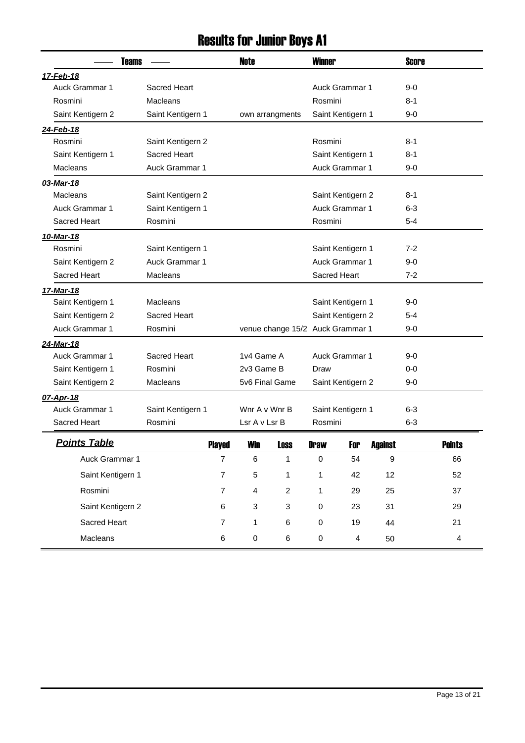# Results for Junior Boys A1

| Teams | | Note | Winner | Score |
|---|---|---|---|---|
| ***17-Feb-18*** | | | | |
| Auck Grammar 1 | Sacred Heart | | Auck Grammar 1 | 9-0 |
| Rosmini | Macleans | | Rosmini | 8-1 |
| Saint Kentigern 2 | Saint Kentigern 1 | own arrangments | Saint Kentigern 1 | 9-0 |
| ***24-Feb-18*** | | | | |
| Rosmini | Saint Kentigern 2 | | Rosmini | 8-1 |
| Saint Kentigern 1 | Sacred Heart | | Saint Kentigern 1 | 8-1 |
| Macleans | Auck Grammar 1 | | Auck Grammar 1 | 9-0 |
| ***03-Mar-18*** | | | | |
| Macleans | Saint Kentigern 2 | | Saint Kentigern 2 | 8-1 |
| Auck Grammar 1 | Saint Kentigern 1 | | Auck Grammar 1 | 6-3 |
| Sacred Heart | Rosmini | | Rosmini | 5-4 |
| ***10-Mar-18*** | | | | |
| Rosmini | Saint Kentigern 1 | | Saint Kentigern 1 | 7-2 |
| Saint Kentigern 2 | Auck Grammar 1 | | Auck Grammar 1 | 9-0 |
| Sacred Heart | Macleans | | Sacred Heart | 7-2 |
| ***17-Mar-18*** | | | | |
| Saint Kentigern 1 | Macleans | | Saint Kentigern 1 | 9-0 |
| Saint Kentigern 2 | Sacred Heart | | Saint Kentigern 2 | 5-4 |
| Auck Grammar 1 | Rosmini | venue change 15/2 | Auck Grammar 1 | 9-0 |
| ***24-Mar-18*** | | | | |
| Auck Grammar 1 | Sacred Heart | 1v4 Game A | Auck Grammar 1 | 9-0 |
| Saint Kentigern 1 | Rosmini | 2v3 Game B | Draw | 0-0 |
| Saint Kentigern 2 | Macleans | 5v6 Final Game | Saint Kentigern 2 | 9-0 |
| ***07-Apr-18*** | | | | |
| Auck Grammar 1 | Saint Kentigern 1 | Wnr A v Wnr B | Saint Kentigern 1 | 6-3 |
| Sacred Heart | Rosmini | Lsr A v Lsr B | Rosmini | 6-3 |

## ***Points Table***

| Team | Played | Win | Loss | Draw | For | Against | Points |
|---|---|---|---|---|---|---|---|
| Auck Grammar 1 | 7 | 6 | 1 | 0 | 54 | 9 | 66 |
| Saint Kentigern 1 | 7 | 5 | 1 | 1 | 42 | 12 | 52 |
| Rosmini | 7 | 4 | 2 | 1 | 29 | 25 | 37 |
| Saint Kentigern 2 | 6 | 3 | 3 | 0 | 23 | 31 | 29 |
| Sacred Heart | 7 | 1 | 6 | 0 | 19 | 44 | 21 |
| Macleans | 6 | 0 | 6 | 0 | 4 | 50 | 4 |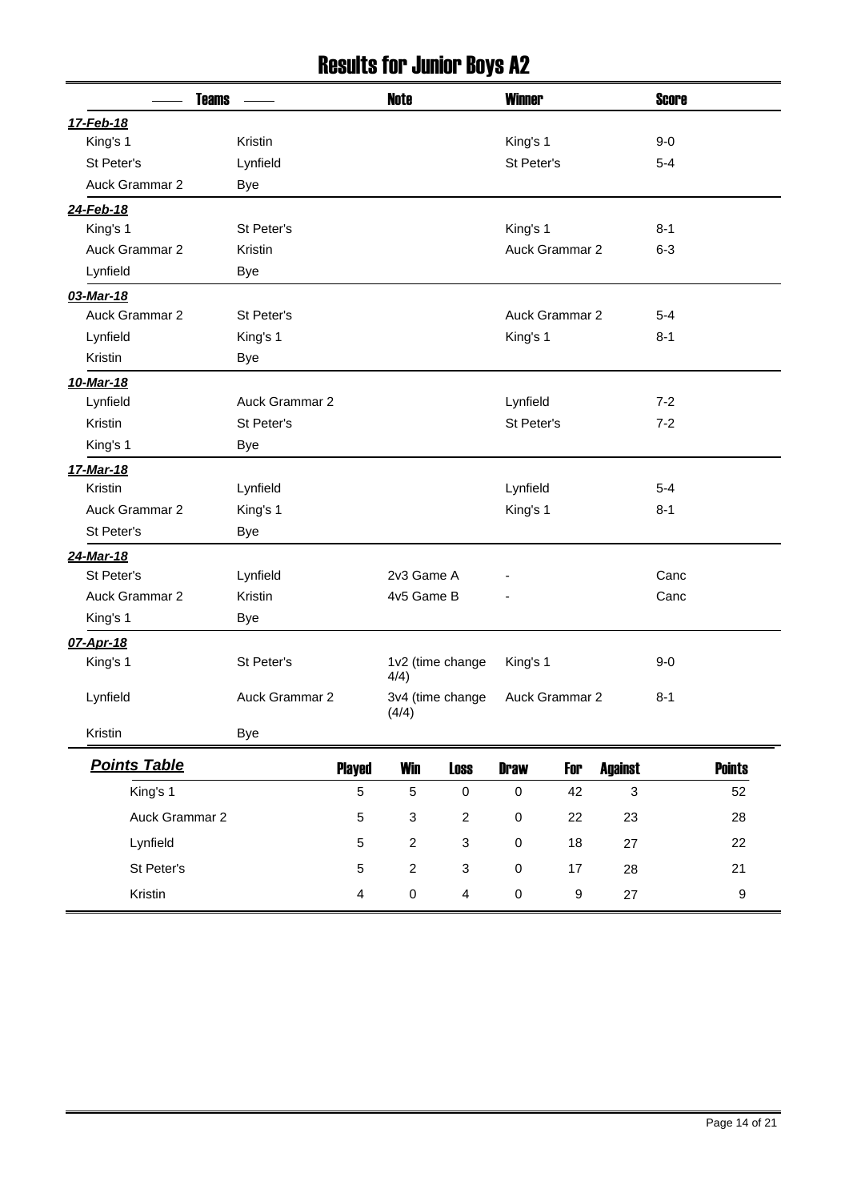# Results for Junior Boys A2

| Teams | | Note | Winner | Score |
|---|---|---|---|---|
| ***17-Feb-18*** | | | | |
| King's 1 | Kristin | | King's 1 | 9-0 |
| St Peter's | Lynfield | | St Peter's | 5-4 |
| Auck Grammar 2 | Bye | | | |
| ***24-Feb-18*** | | | | |
| King's 1 | St Peter's | | King's 1 | 8-1 |
| Auck Grammar 2 | Kristin | | Auck Grammar 2 | 6-3 |
| Lynfield | Bye | | | |
| ***03-Mar-18*** | | | | |
| Auck Grammar 2 | St Peter's | | Auck Grammar 2 | 5-4 |
| Lynfield | King's 1 | | King's 1 | 8-1 |
| Kristin | Bye | | | |
| ***10-Mar-18*** | | | | |
| Lynfield | Auck Grammar 2 | | Lynfield | 7-2 |
| Kristin | St Peter's | | St Peter's | 7-2 |
| King's 1 | Bye | | | |
| ***17-Mar-18*** | | | | |
| Kristin | Lynfield | | Lynfield | 5-4 |
| Auck Grammar 2 | King's 1 | | King's 1 | 8-1 |
| St Peter's | Bye | | | |
| ***24-Mar-18*** | | | | |
| St Peter's | Lynfield | 2v3 Game A | - | Canc |
| Auck Grammar 2 | Kristin | 4v5 Game B | - | Canc |
| King's 1 | Bye | | | |
| ***07-Apr-18*** | | | | |
| King's 1 | St Peter's | 1v2 (time change 4/4) | King's 1 | 9-0 |
| Lynfield | Auck Grammar 2 | 3v4 (time change (4/4) | Auck Grammar 2 | 8-1 |
| Kristin | Bye | | | |

| ***Points Table*** | Played | Win | Loss | Draw | For | Against | Points |
|---|---|---|---|---|---|---|---|
| King's 1 | 5 | 5 | 0 | 0 | 42 | 3 | 52 |
| Auck Grammar 2 | 5 | 3 | 2 | 0 | 22 | 23 | 28 |
| Lynfield | 5 | 2 | 3 | 0 | 18 | 27 | 22 |
| St Peter's | 5 | 2 | 3 | 0 | 17 | 28 | 21 |
| Kristin | 4 | 0 | 4 | 0 | 9 | 27 | 9 |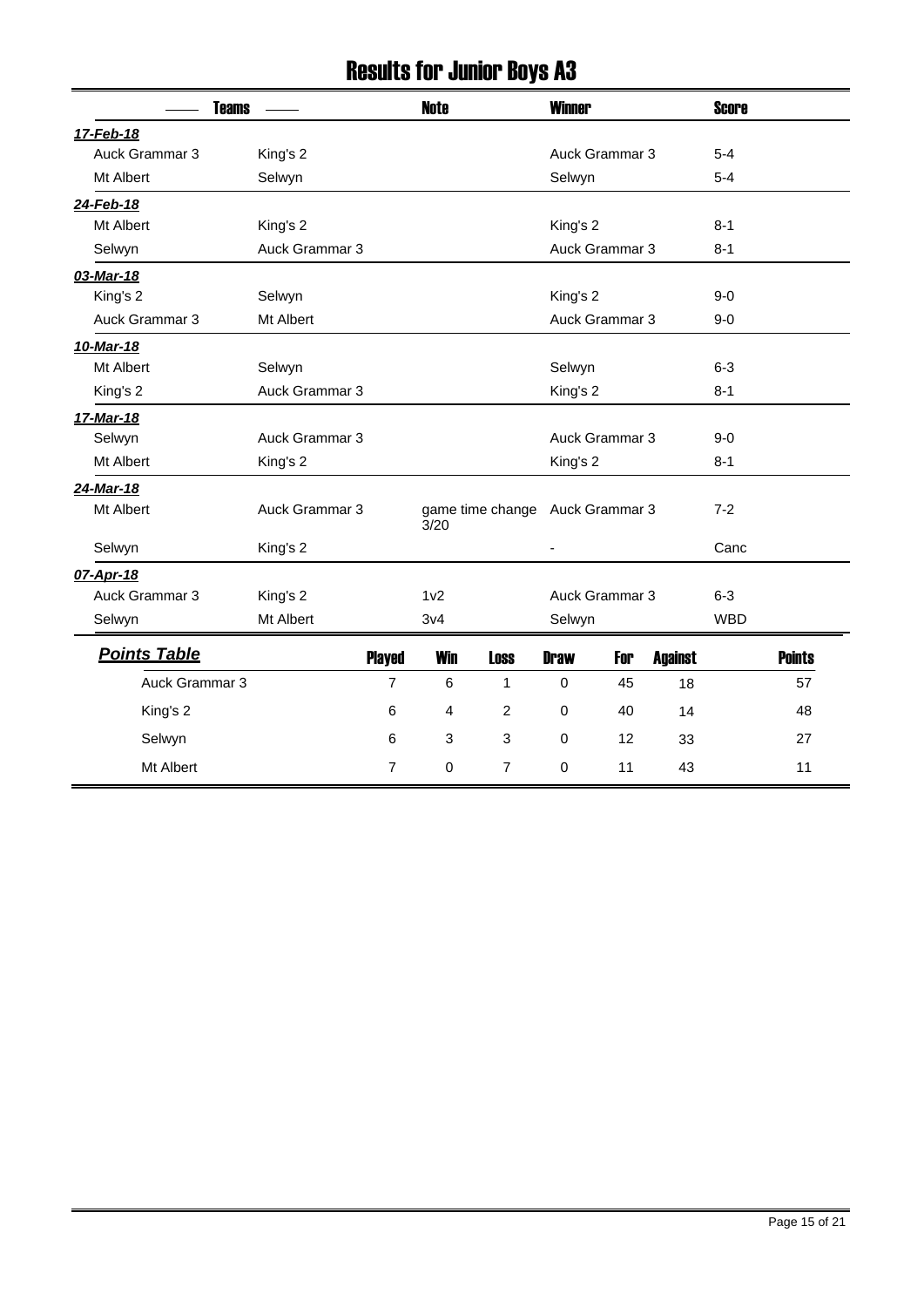# Results for Junior Boys A3

| Teams | | Note | Winner | Score |
|---|---|---|---|---|
| ***17-Feb-18*** | | | | |
| Auck Grammar 3 | King's 2 | | Auck Grammar 3 | 5-4 |
| Mt Albert | Selwyn | | Selwyn | 5-4 |
| ***24-Feb-18*** | | | | |
| Mt Albert | King's 2 | | King's 2 | 8-1 |
| Selwyn | Auck Grammar 3 | | Auck Grammar 3 | 8-1 |
| ***03-Mar-18*** | | | | |
| King's 2 | Selwyn | | King's 2 | 9-0 |
| Auck Grammar 3 | Mt Albert | | Auck Grammar 3 | 9-0 |
| ***10-Mar-18*** | | | | |
| Mt Albert | Selwyn | | Selwyn | 6-3 |
| King's 2 | Auck Grammar 3 | | King's 2 | 8-1 |
| ***17-Mar-18*** | | | | |
| Selwyn | Auck Grammar 3 | | Auck Grammar 3 | 9-0 |
| Mt Albert | King's 2 | | King's 2 | 8-1 |
| ***24-Mar-18*** | | | | |
| Mt Albert | Auck Grammar 3 | game time change 3/20 | Auck Grammar 3 | 7-2 |
| Selwyn | King's 2 | | - | Canc |
| ***07-Apr-18*** | | | | |
| Auck Grammar 3 | King's 2 | 1v2 | Auck Grammar 3 | 6-3 |
| Selwyn | Mt Albert | 3v4 | Selwyn | WBD |

## ***Points Table***

| | Played | Win | Loss | Draw | For | Against | Points |
|---|---|---|---|---|---|---|---|
| Auck Grammar 3 | 7 | 6 | 1 | 0 | 45 | 18 | 57 |
| King's 2 | 6 | 4 | 2 | 0 | 40 | 14 | 48 |
| Selwyn | 6 | 3 | 3 | 0 | 12 | 33 | 27 |
| Mt Albert | 7 | 0 | 7 | 0 | 11 | 43 | 11 |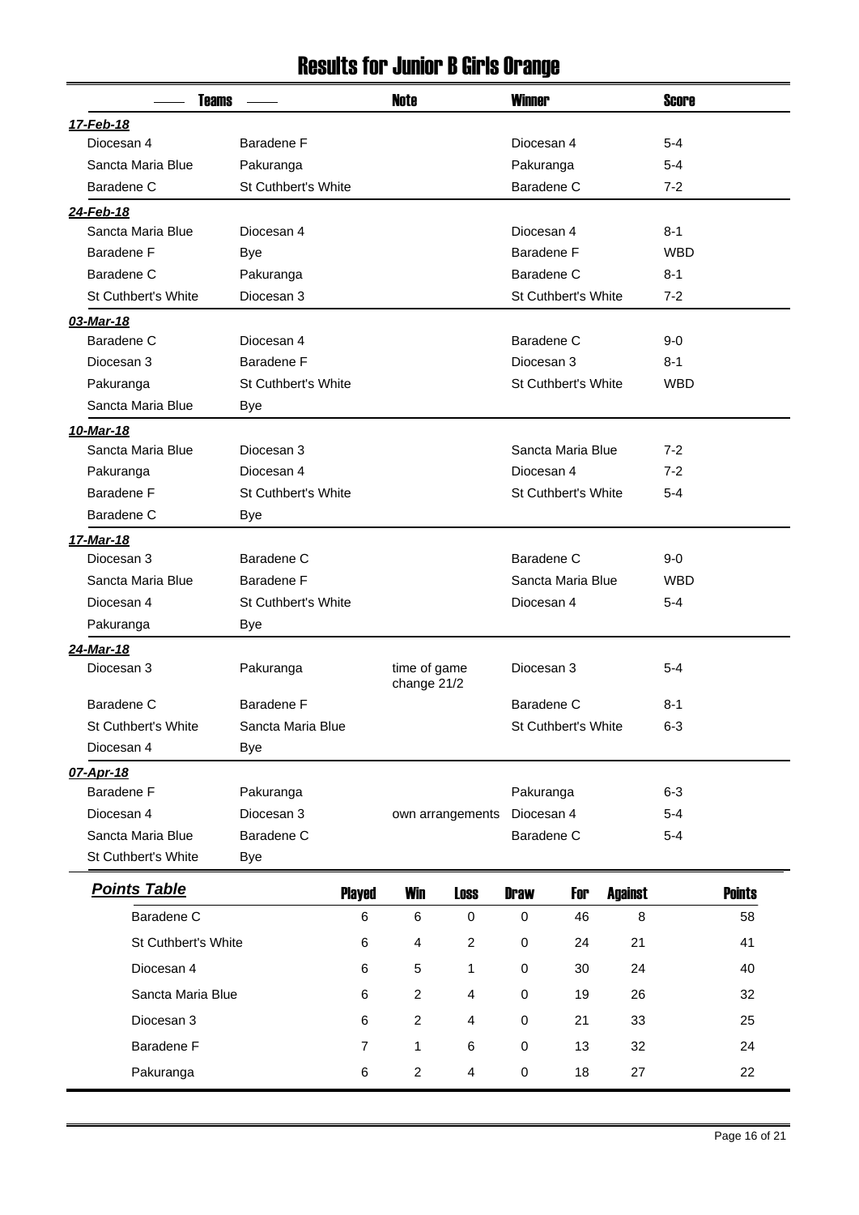# Results for Junior B Girls Orange

| Teams | | Note | Winner | Score |
|---|---|---|---|---|
| ***17-Feb-18*** | | | | |
| Diocesan 4 | Baradene F | | Diocesan 4 | 5-4 |
| Sancta Maria Blue | Pakuranga | | Pakuranga | 5-4 |
| Baradene C | St Cuthbert's White | | Baradene C | 7-2 |
| ***24-Feb-18*** | | | | |
| Sancta Maria Blue | Diocesan 4 | | Diocesan 4 | 8-1 |
| Baradene F | Bye | | Baradene F | WBD |
| Baradene C | Pakuranga | | Baradene C | 8-1 |
| St Cuthbert's White | Diocesan 3 | | St Cuthbert's White | 7-2 |
| ***03-Mar-18*** | | | | |
| Baradene C | Diocesan 4 | | Baradene C | 9-0 |
| Diocesan 3 | Baradene F | | Diocesan 3 | 8-1 |
| Pakuranga | St Cuthbert's White | | St Cuthbert's White | WBD |
| Sancta Maria Blue | Bye | | | |
| ***10-Mar-18*** | | | | |
| Sancta Maria Blue | Diocesan 3 | | Sancta Maria Blue | 7-2 |
| Pakuranga | Diocesan 4 | | Diocesan 4 | 7-2 |
| Baradene F | St Cuthbert's White | | St Cuthbert's White | 5-4 |
| Baradene C | Bye | | | |
| ***17-Mar-18*** | | | | |
| Diocesan 3 | Baradene C | | Baradene C | 9-0 |
| Sancta Maria Blue | Baradene F | | Sancta Maria Blue | WBD |
| Diocesan 4 | St Cuthbert's White | | Diocesan 4 | 5-4 |
| Pakuranga | Bye | | | |
| ***24-Mar-18*** | | | | |
| Diocesan 3 | Pakuranga | time of game change 21/2 | Diocesan 3 | 5-4 |
| Baradene C | Baradene F | | Baradene C | 8-1 |
| St Cuthbert's White | Sancta Maria Blue | | St Cuthbert's White | 6-3 |
| Diocesan 4 | Bye | | | |
| ***07-Apr-18*** | | | | |
| Baradene F | Pakuranga | | Pakuranga | 6-3 |
| Diocesan 4 | Diocesan 3 | own arrangements | Diocesan 4 | 5-4 |
| Sancta Maria Blue | Baradene C | | Baradene C | 5-4 |
| St Cuthbert's White | Bye | | | |

## *Points Table*

| | Played | Win | Loss | Draw | For | Against | Points |
|---|---|---|---|---|---|---|---|
| Baradene C | 6 | 6 | 0 | 0 | 46 | 8 | 58 |
| St Cuthbert's White | 6 | 4 | 2 | 0 | 24 | 21 | 41 |
| Diocesan 4 | 6 | 5 | 1 | 0 | 30 | 24 | 40 |
| Sancta Maria Blue | 6 | 2 | 4 | 0 | 19 | 26 | 32 |
| Diocesan 3 | 6 | 2 | 4 | 0 | 21 | 33 | 25 |
| Baradene F | 7 | 1 | 6 | 0 | 13 | 32 | 24 |
| Pakuranga | 6 | 2 | 4 | 0 | 18 | 27 | 22 |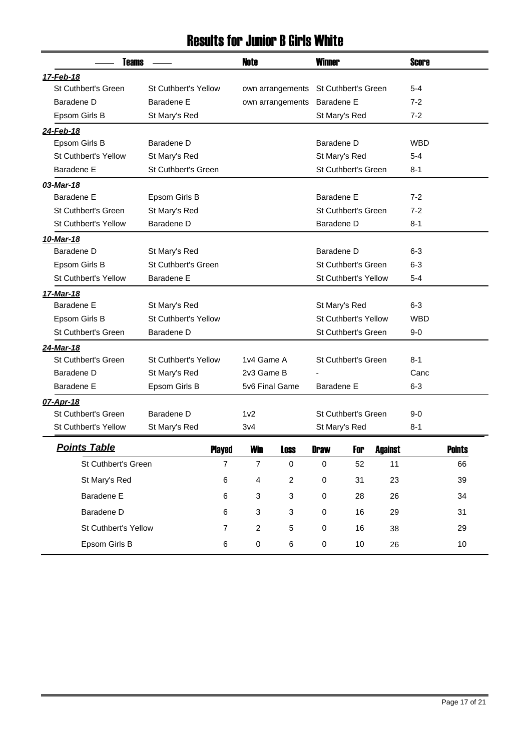# Results for Junior B Girls White

| Teams | | Note | Winner | Score |
|---|---|---|---|---|
| ***17-Feb-18*** | | | | |
| St Cuthbert's Green | St Cuthbert's Yellow | own arrangements | St Cuthbert's Green | 5-4 |
| Baradene D | Baradene E | own arrangements | Baradene E | 7-2 |
| Epsom Girls B | St Mary's Red | | St Mary's Red | 7-2 |
| ***24-Feb-18*** | | | | |
| Epsom Girls B | Baradene D | | Baradene D | WBD |
| St Cuthbert's Yellow | St Mary's Red | | St Mary's Red | 5-4 |
| Baradene E | St Cuthbert's Green | | St Cuthbert's Green | 8-1 |
| ***03-Mar-18*** | | | | |
| Baradene E | Epsom Girls B | | Baradene E | 7-2 |
| St Cuthbert's Green | St Mary's Red | | St Cuthbert's Green | 7-2 |
| St Cuthbert's Yellow | Baradene D | | Baradene D | 8-1 |
| ***10-Mar-18*** | | | | |
| Baradene D | St Mary's Red | | Baradene D | 6-3 |
| Epsom Girls B | St Cuthbert's Green | | St Cuthbert's Green | 6-3 |
| St Cuthbert's Yellow | Baradene E | | St Cuthbert's Yellow | 5-4 |
| ***17-Mar-18*** | | | | |
| Baradene E | St Mary's Red | | St Mary's Red | 6-3 |
| Epsom Girls B | St Cuthbert's Yellow | | St Cuthbert's Yellow | WBD |
| St Cuthbert's Green | Baradene D | | St Cuthbert's Green | 9-0 |
| ***24-Mar-18*** | | | | |
| St Cuthbert's Green | St Cuthbert's Yellow | 1v4 Game A | St Cuthbert's Green | 8-1 |
| Baradene D | St Mary's Red | 2v3 Game B | - | Canc |
| Baradene E | Epsom Girls B | 5v6 Final Game | Baradene E | 6-3 |
| ***07-Apr-18*** | | | | |
| St Cuthbert's Green | Baradene D | 1v2 | St Cuthbert's Green | 9-0 |
| St Cuthbert's Yellow | St Mary's Red | 3v4 | St Mary's Red | 8-1 |

## *Points Table*

| | Played | Win | Loss | Draw | For | Against | Points |
|---|---|---|---|---|---|---|---|
| St Cuthbert's Green | 7 | 7 | 0 | 0 | 52 | 11 | 66 |
| St Mary's Red | 6 | 4 | 2 | 0 | 31 | 23 | 39 |
| Baradene E | 6 | 3 | 3 | 0 | 28 | 26 | 34 |
| Baradene D | 6 | 3 | 3 | 0 | 16 | 29 | 31 |
| St Cuthbert's Yellow | 7 | 2 | 5 | 0 | 16 | 38 | 29 |
| Epsom Girls B | 6 | 0 | 6 | 0 | 10 | 26 | 10 |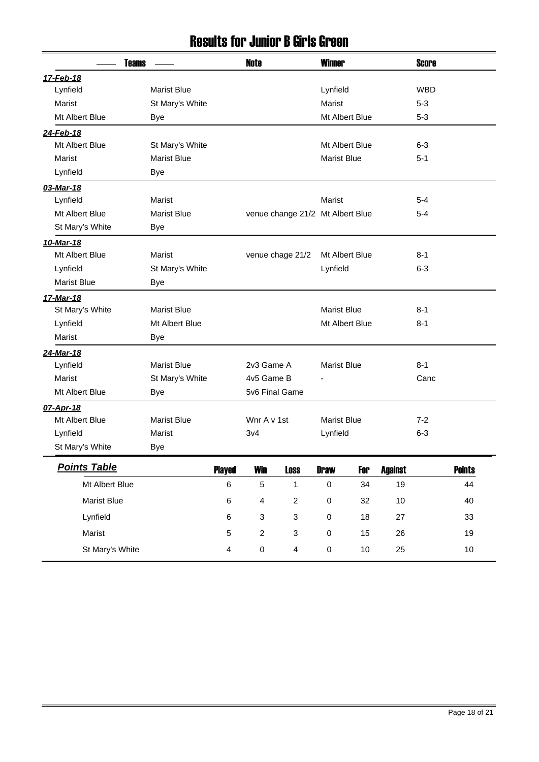# Results for Junior B Girls Green

| Teams | | Note | Winner | Score |
|---|---|---|---|---|
| ***17-Feb-18*** | | | | |
| Lynfield | Marist Blue | | Lynfield | WBD |
| Marist | St Mary's White | | Marist | 5-3 |
| Mt Albert Blue | Bye | | Mt Albert Blue | 5-3 |
| ***24-Feb-18*** | | | | |
| Mt Albert Blue | St Mary's White | | Mt Albert Blue | 6-3 |
| Marist | Marist Blue | | Marist Blue | 5-1 |
| Lynfield | Bye | | | |
| ***03-Mar-18*** | | | | |
| Lynfield | Marist | | Marist | 5-4 |
| Mt Albert Blue | Marist Blue | venue change 21/2 | Mt Albert Blue | 5-4 |
| St Mary's White | Bye | | | |
| ***10-Mar-18*** | | | | |
| Mt Albert Blue | Marist | venue chage 21/2 | Mt Albert Blue | 8-1 |
| Lynfield | St Mary's White | | Lynfield | 6-3 |
| Marist Blue | Bye | | | |
| ***17-Mar-18*** | | | | |
| St Mary's White | Marist Blue | | Marist Blue | 8-1 |
| Lynfield | Mt Albert Blue | | Mt Albert Blue | 8-1 |
| Marist | Bye | | | |
| ***24-Mar-18*** | | | | |
| Lynfield | Marist Blue | 2v3 Game A | Marist Blue | 8-1 |
| Marist | St Mary's White | 4v5 Game B | - | Canc |
| Mt Albert Blue | Bye | 5v6 Final Game | | |
| ***07-Apr-18*** | | | | |
| Mt Albert Blue | Marist Blue | Wnr A v 1st | Marist Blue | 7-2 |
| Lynfield | Marist | 3v4 | Lynfield | 6-3 |
| St Mary's White | Bye | | | |

## Points Table

| | Played | Win | Loss | Draw | For | Against | Points |
|---|---|---|---|---|---|---|---|
| Mt Albert Blue | 6 | 5 | 1 | 0 | 34 | 19 | 44 |
| Marist Blue | 6 | 4 | 2 | 0 | 32 | 10 | 40 |
| Lynfield | 6 | 3 | 3 | 0 | 18 | 27 | 33 |
| Marist | 5 | 2 | 3 | 0 | 15 | 26 | 19 |
| St Mary's White | 4 | 0 | 4 | 0 | 10 | 25 | 10 |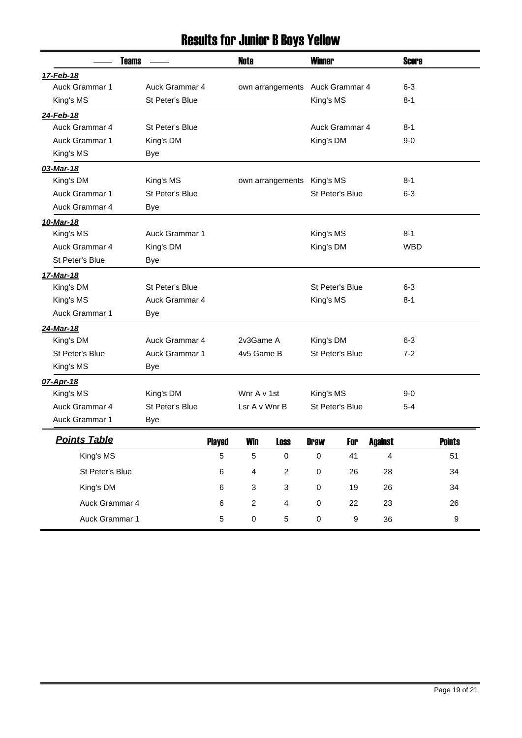# Results for Junior B Boys Yellow

| Teams | | Note | Winner | Score |
|---|---|---|---|---|
| ***17-Feb-18*** | | | | |
| Auck Grammar 1 | Auck Grammar 4 | own arrangements | Auck Grammar 4 | 6-3 |
| King's MS | St Peter's Blue | | King's MS | 8-1 |
| ***24-Feb-18*** | | | | |
| Auck Grammar 4 | St Peter's Blue | | Auck Grammar 4 | 8-1 |
| Auck Grammar 1 | King's DM | | King's DM | 9-0 |
| King's MS | Bye | | | |
| ***03-Mar-18*** | | | | |
| King's DM | King's MS | own arrangements | King's MS | 8-1 |
| Auck Grammar 1 | St Peter's Blue | | St Peter's Blue | 6-3 |
| Auck Grammar 4 | Bye | | | |
| ***10-Mar-18*** | | | | |
| King's MS | Auck Grammar 1 | | King's MS | 8-1 |
| Auck Grammar 4 | King's DM | | King's DM | WBD |
| St Peter's Blue | Bye | | | |
| ***17-Mar-18*** | | | | |
| King's DM | St Peter's Blue | | St Peter's Blue | 6-3 |
| King's MS | Auck Grammar 4 | | King's MS | 8-1 |
| Auck Grammar 1 | Bye | | | |
| ***24-Mar-18*** | | | | |
| King's DM | Auck Grammar 4 | 2v3Game A | King's DM | 6-3 |
| St Peter's Blue | Auck Grammar 1 | 4v5 Game B | St Peter's Blue | 7-2 |
| King's MS | Bye | | | |
| ***07-Apr-18*** | | | | |
| King's MS | King's DM | Wnr A v 1st | King's MS | 9-0 |
| Auck Grammar 4 | St Peter's Blue | Lsr A v Wnr B | St Peter's Blue | 5-4 |
| Auck Grammar 1 | Bye | | | |

| ***Points Table*** | Played | Win | Loss | Draw | For | Against | Points |
|---|---|---|---|---|---|---|---|
| King's MS | 5 | 5 | 0 | 0 | 41 | 4 | 51 |
| St Peter's Blue | 6 | 4 | 2 | 0 | 26 | 28 | 34 |
| King's DM | 6 | 3 | 3 | 0 | 19 | 26 | 34 |
| Auck Grammar 4 | 6 | 2 | 4 | 0 | 22 | 23 | 26 |
| Auck Grammar 1 | 5 | 0 | 5 | 0 | 9 | 36 | 9 |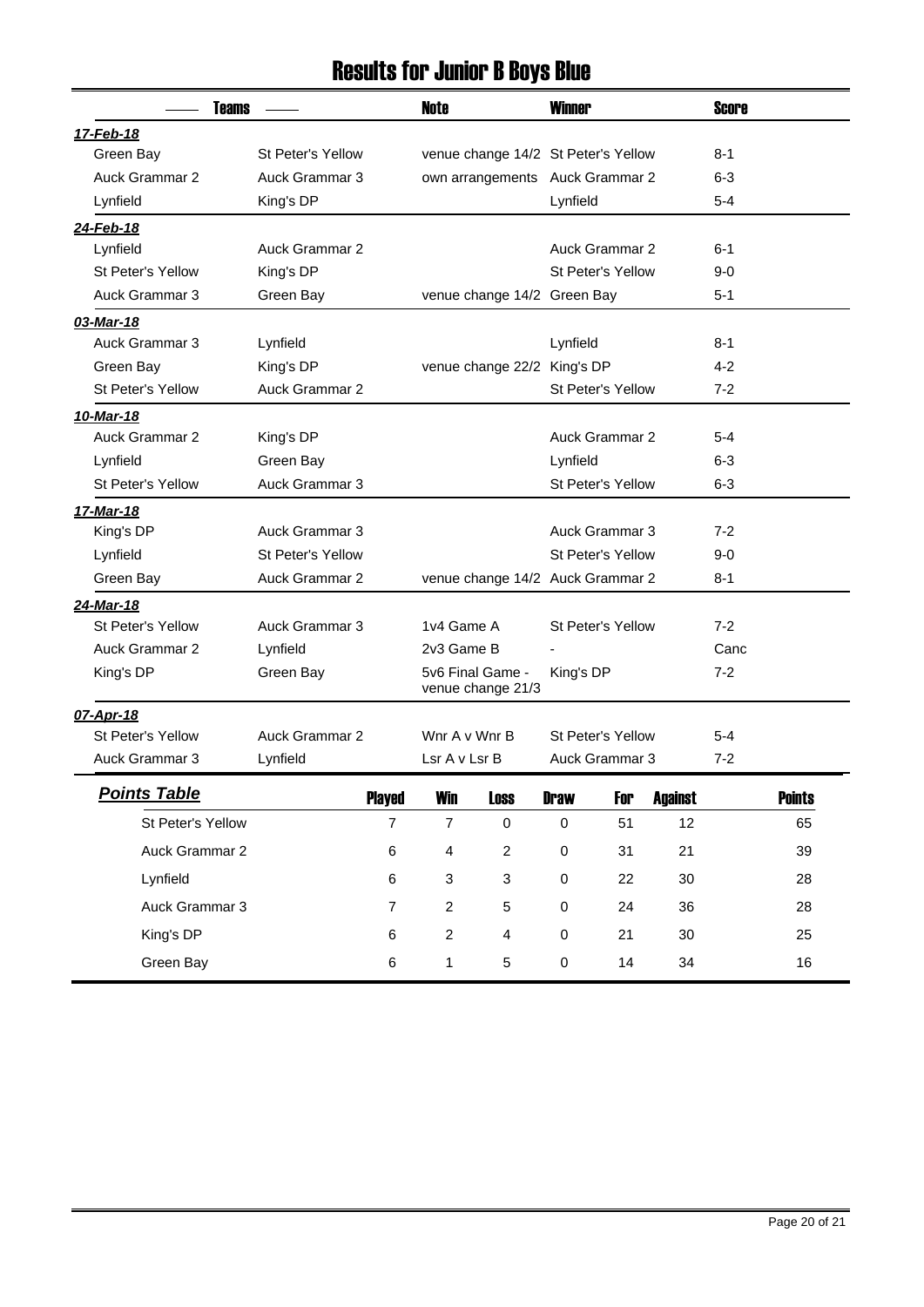# Results for Junior B Boys Blue

| Teams | | Note | Winner | Score |
|---|---|---|---|---|
| ***17-Feb-18*** | | | | |
| Green Bay | St Peter's Yellow | venue change 14/2 | St Peter's Yellow | 8-1 |
| Auck Grammar 2 | Auck Grammar 3 | own arrangements | Auck Grammar 2 | 6-3 |
| Lynfield | King's DP | | Lynfield | 5-4 |
| ***24-Feb-18*** | | | | |
| Lynfield | Auck Grammar 2 | | Auck Grammar 2 | 6-1 |
| St Peter's Yellow | King's DP | | St Peter's Yellow | 9-0 |
| Auck Grammar 3 | Green Bay | venue change 14/2 | Green Bay | 5-1 |
| ***03-Mar-18*** | | | | |
| Auck Grammar 3 | Lynfield | | Lynfield | 8-1 |
| Green Bay | King's DP | venue change 22/2 | King's DP | 4-2 |
| St Peter's Yellow | Auck Grammar 2 | | St Peter's Yellow | 7-2 |
| ***10-Mar-18*** | | | | |
| Auck Grammar 2 | King's DP | | Auck Grammar 2 | 5-4 |
| Lynfield | Green Bay | | Lynfield | 6-3 |
| St Peter's Yellow | Auck Grammar 3 | | St Peter's Yellow | 6-3 |
| ***17-Mar-18*** | | | | |
| King's DP | Auck Grammar 3 | | Auck Grammar 3 | 7-2 |
| Lynfield | St Peter's Yellow | | St Peter's Yellow | 9-0 |
| Green Bay | Auck Grammar 2 | venue change 14/2 | Auck Grammar 2 | 8-1 |
| ***24-Mar-18*** | | | | |
| St Peter's Yellow | Auck Grammar 3 | 1v4 Game A | St Peter's Yellow | 7-2 |
| Auck Grammar 2 | Lynfield | 2v3 Game B | - | Canc |
| King's DP | Green Bay | 5v6 Final Game - venue change 21/3 | King's DP | 7-2 |
| ***07-Apr-18*** | | | | |
| St Peter's Yellow | Auck Grammar 2 | Wnr A v Wnr B | St Peter's Yellow | 5-4 |
| Auck Grammar 3 | Lynfield | Lsr A v Lsr B | Auck Grammar 3 | 7-2 |

## Points Table

| Team | Played | Win | Loss | Draw | For | Against | Points |
|---|---|---|---|---|---|---|---|
| St Peter's Yellow | 7 | 7 | 0 | 0 | 51 | 12 | 65 |
| Auck Grammar 2 | 6 | 4 | 2 | 0 | 31 | 21 | 39 |
| Lynfield | 6 | 3 | 3 | 0 | 22 | 30 | 28 |
| Auck Grammar 3 | 7 | 2 | 5 | 0 | 24 | 36 | 28 |
| King's DP | 6 | 2 | 4 | 0 | 21 | 30 | 25 |
| Green Bay | 6 | 1 | 5 | 0 | 14 | 34 | 16 |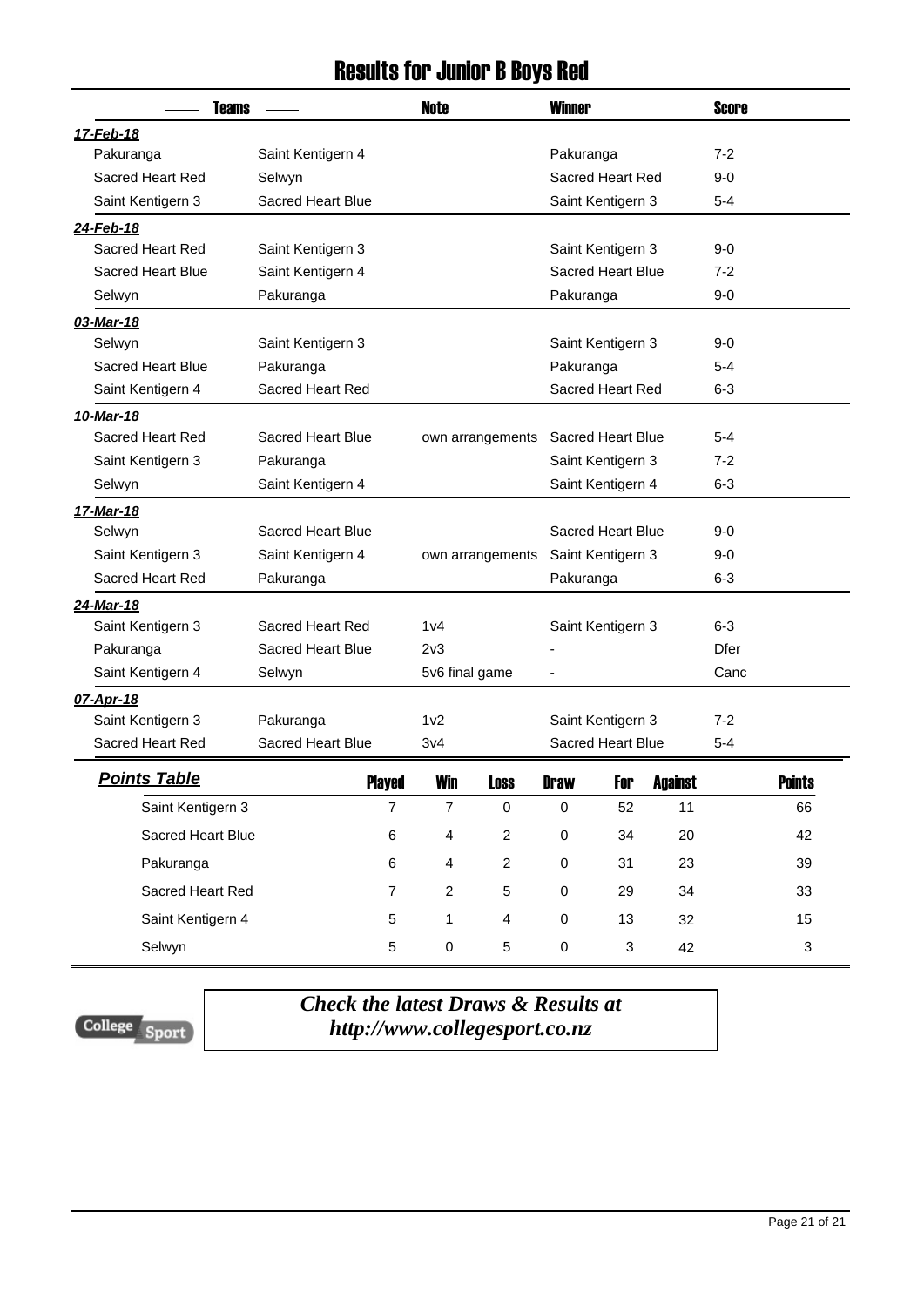# Results for Junior B Boys Red

| Teams | | Note | Winner | Score |
|---|---|---|---|---|
| ***17-Feb-18*** | | | | |
| Pakuranga | Saint Kentigern 4 | | Pakuranga | 7-2 |
| Sacred Heart Red | Selwyn | | Sacred Heart Red | 9-0 |
| Saint Kentigern 3 | Sacred Heart Blue | | Saint Kentigern 3 | 5-4 |
| ***24-Feb-18*** | | | | |
| Sacred Heart Red | Saint Kentigern 3 | | Saint Kentigern 3 | 9-0 |
| Sacred Heart Blue | Saint Kentigern 4 | | Sacred Heart Blue | 7-2 |
| Selwyn | Pakuranga | | Pakuranga | 9-0 |
| ***03-Mar-18*** | | | | |
| Selwyn | Saint Kentigern 3 | | Saint Kentigern 3 | 9-0 |
| Sacred Heart Blue | Pakuranga | | Pakuranga | 5-4 |
| Saint Kentigern 4 | Sacred Heart Red | | Sacred Heart Red | 6-3 |
| ***10-Mar-18*** | | | | |
| Sacred Heart Red | Sacred Heart Blue | own arrangements | Sacred Heart Blue | 5-4 |
| Saint Kentigern 3 | Pakuranga | | Saint Kentigern 3 | 7-2 |
| Selwyn | Saint Kentigern 4 | | Saint Kentigern 4 | 6-3 |
| ***17-Mar-18*** | | | | |
| Selwyn | Sacred Heart Blue | | Sacred Heart Blue | 9-0 |
| Saint Kentigern 3 | Saint Kentigern 4 | own arrangements | Saint Kentigern 3 | 9-0 |
| Sacred Heart Red | Pakuranga | | Pakuranga | 6-3 |
| ***24-Mar-18*** | | | | |
| Saint Kentigern 3 | Sacred Heart Red | 1v4 | Saint Kentigern 3 | 6-3 |
| Pakuranga | Sacred Heart Blue | 2v3 | - | Dfer |
| Saint Kentigern 4 | Selwyn | 5v6 final game | - | Canc |
| ***07-Apr-18*** | | | | |
| Saint Kentigern 3 | Pakuranga | 1v2 | Saint Kentigern 3 | 7-2 |
| Sacred Heart Red | Sacred Heart Blue | 3v4 | Sacred Heart Blue | 5-4 |

## *Points Table*

| | Played | Win | Loss | Draw | For | Against | Points |
|---|---|---|---|---|---|---|---|
| Saint Kentigern 3 | 7 | 7 | 0 | 0 | 52 | 11 | 66 |
| Sacred Heart Blue | 6 | 4 | 2 | 0 | 34 | 20 | 42 |
| Pakuranga | 6 | 4 | 2 | 0 | 31 | 23 | 39 |
| Sacred Heart Red | 7 | 2 | 5 | 0 | 29 | 34 | 33 |
| Saint Kentigern 4 | 5 | 1 | 4 | 0 | 13 | 32 | 15 |
| Selwyn | 5 | 0 | 5 | 0 | 3 | 42 | 3 |

College Sport

***Check the latest Draws & Results at http://www.collegesport.co.nz***